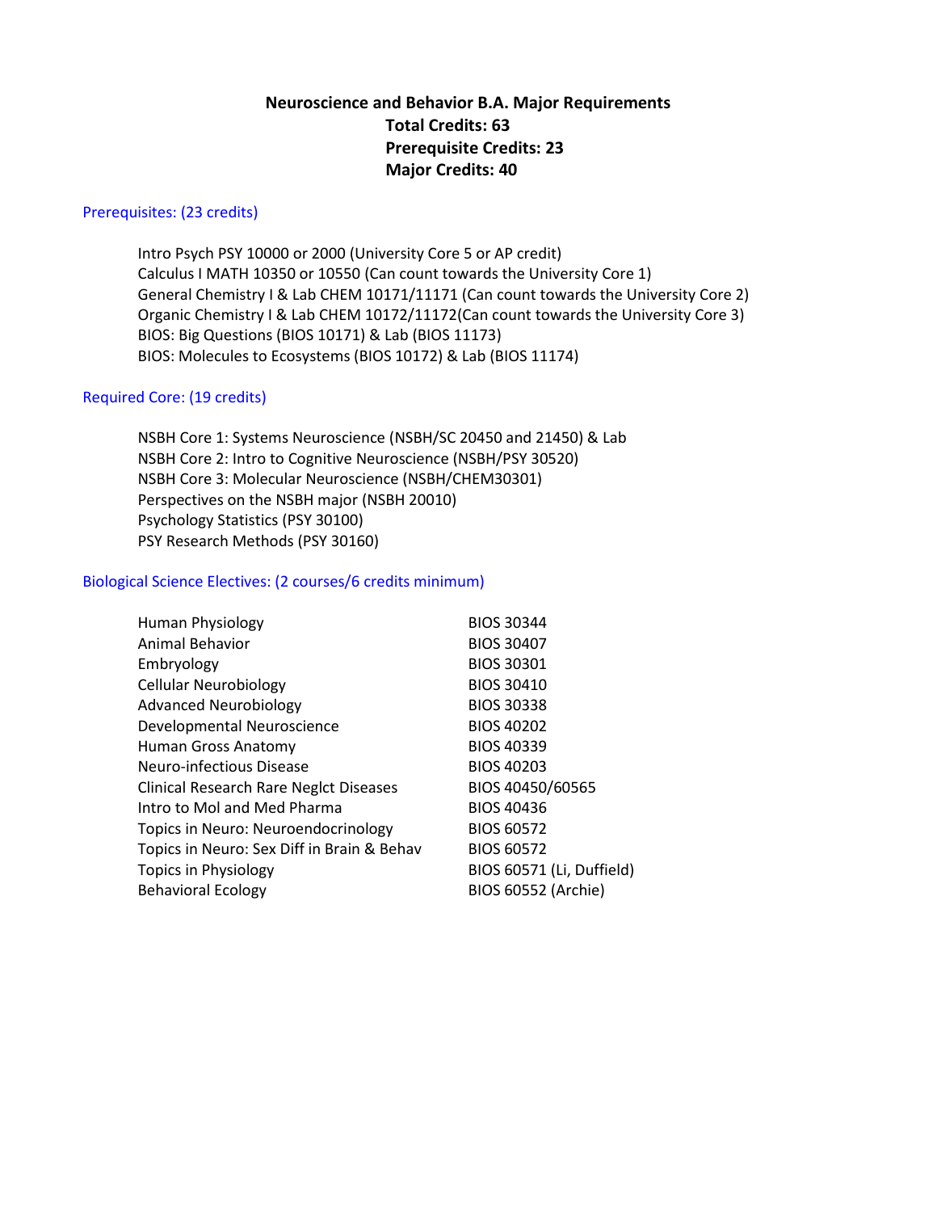# Neuroscience and Behavior B.A. Major Requirements

**Total Credits: 63**
**Prerequisite Credits: 23**
**Major Credits: 40**

## Prerequisites: (23 credits)

Intro Psych PSY 10000 or 2000 (University Core 5 or AP credit)
Calculus I MATH 10350 or 10550 (Can count towards the University Core 1)
General Chemistry I & Lab CHEM 10171/11171 (Can count towards the University Core 2)
Organic Chemistry I & Lab CHEM 10172/11172(Can count towards the University Core 3)
BIOS: Big Questions (BIOS 10171) & Lab (BIOS 11173)
BIOS: Molecules to Ecosystems (BIOS 10172) & Lab (BIOS 11174)

## Required Core: (19 credits)

NSBH Core 1: Systems Neuroscience (NSBH/SC 20450 and 21450) & Lab
NSBH Core 2: Intro to Cognitive Neuroscience (NSBH/PSY 30520)
NSBH Core 3: Molecular Neuroscience (NSBH/CHEM30301)
Perspectives on the NSBH major (NSBH 20010)
Psychology Statistics (PSY 30100)
PSY Research Methods (PSY 30160)

## Biological Science Electives: (2 courses/6 credits minimum)

| Course | Number |
|---|---|
| Human Physiology | BIOS 30344 |
| Animal Behavior | BIOS 30407 |
| Embryology | BIOS 30301 |
| Cellular Neurobiology | BIOS 30410 |
| Advanced Neurobiology | BIOS 30338 |
| Developmental Neuroscience | BIOS 40202 |
| Human Gross Anatomy | BIOS 40339 |
| Neuro-infectious Disease | BIOS 40203 |
| Clinical Research Rare Neglct Diseases | BIOS 40450/60565 |
| Intro to Mol and Med Pharma | BIOS 40436 |
| Topics in Neuro: Neuroendocrinology | BIOS 60572 |
| Topics in Neuro: Sex Diff in Brain & Behav | BIOS 60572 |
| Topics in Physiology | BIOS 60571 (Li, Duffield) |
| Behavioral Ecology | BIOS 60552 (Archie) |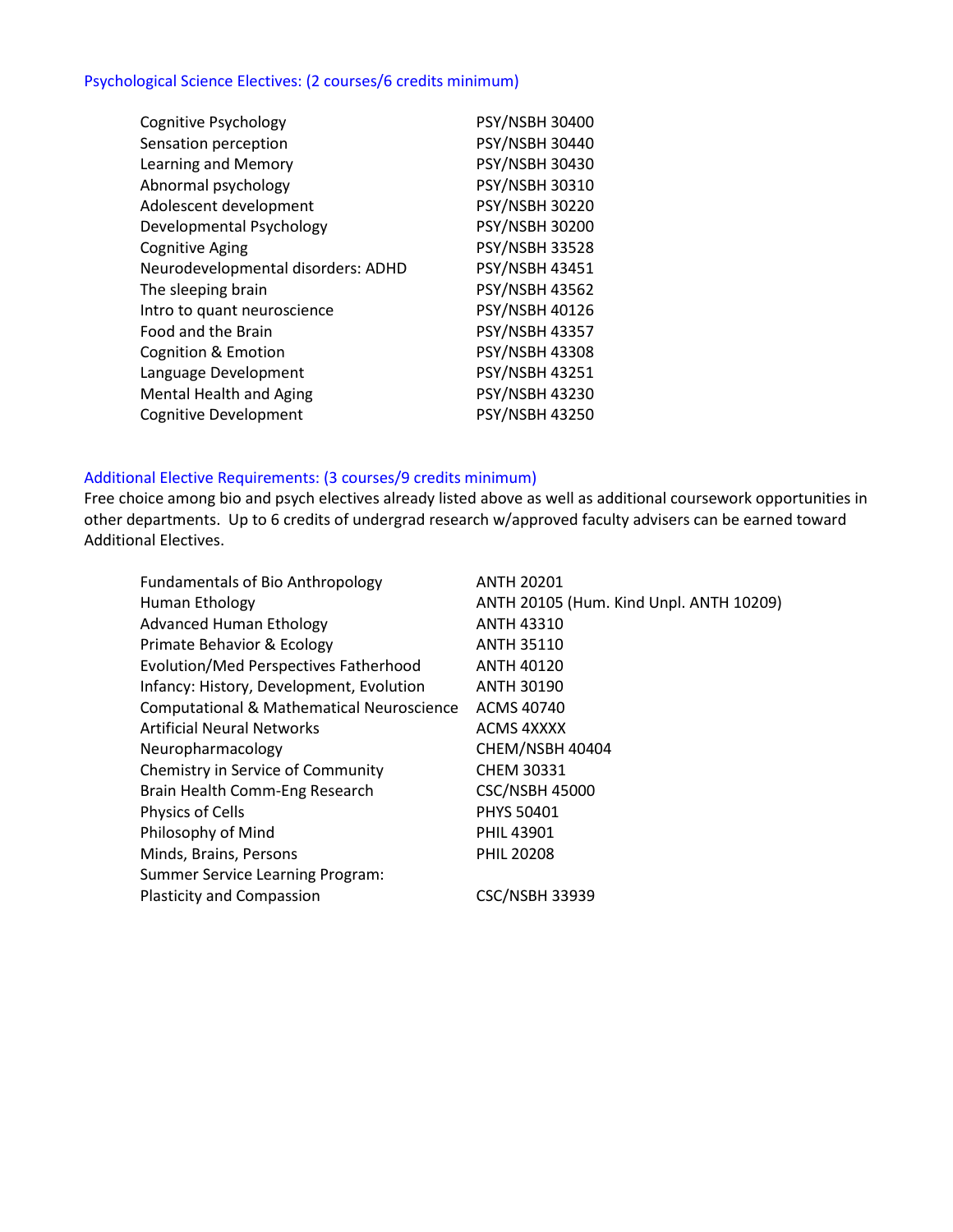### Psychological Science Electives: (2 courses/6 credits minimum)

| | |
|---|---|
| Cognitive Psychology | PSY/NSBH 30400 |
| Sensation perception | PSY/NSBH 30440 |
| Learning and Memory | PSY/NSBH 30430 |
| Abnormal psychology | PSY/NSBH 30310 |
| Adolescent development | PSY/NSBH 30220 |
| Developmental Psychology | PSY/NSBH 30200 |
| Cognitive Aging | PSY/NSBH 33528 |
| Neurodevelopmental disorders: ADHD | PSY/NSBH 43451 |
| The sleeping brain | PSY/NSBH 43562 |
| Intro to quant neuroscience | PSY/NSBH 40126 |
| Food and the Brain | PSY/NSBH 43357 |
| Cognition & Emotion | PSY/NSBH 43308 |
| Language Development | PSY/NSBH 43251 |
| Mental Health and Aging | PSY/NSBH 43230 |
| Cognitive Development | PSY/NSBH 43250 |

### Additional Elective Requirements: (3 courses/9 credits minimum)

Free choice among bio and psych electives already listed above as well as additional coursework opportunities in other departments. Up to 6 credits of undergrad research w/approved faculty advisers can be earned toward Additional Electives.

| | |
|---|---|
| Fundamentals of Bio Anthropology | ANTH 20201 |
| Human Ethology | ANTH 20105 (Hum. Kind Unpl. ANTH 10209) |
| Advanced Human Ethology | ANTH 43310 |
| Primate Behavior & Ecology | ANTH 35110 |
| Evolution/Med Perspectives Fatherhood | ANTH 40120 |
| Infancy: History, Development, Evolution | ANTH 30190 |
| Computational & Mathematical Neuroscience | ACMS 40740 |
| Artificial Neural Networks | ACMS 4XXXX |
| Neuropharmacology | CHEM/NSBH 40404 |
| Chemistry in Service of Community | CHEM 30331 |
| Brain Health Comm-Eng Research | CSC/NSBH 45000 |
| Physics of Cells | PHYS 50401 |
| Philosophy of Mind | PHIL 43901 |
| Minds, Brains, Persons | PHIL 20208 |
| Summer Service Learning Program: Plasticity and Compassion | CSC/NSBH 33939 |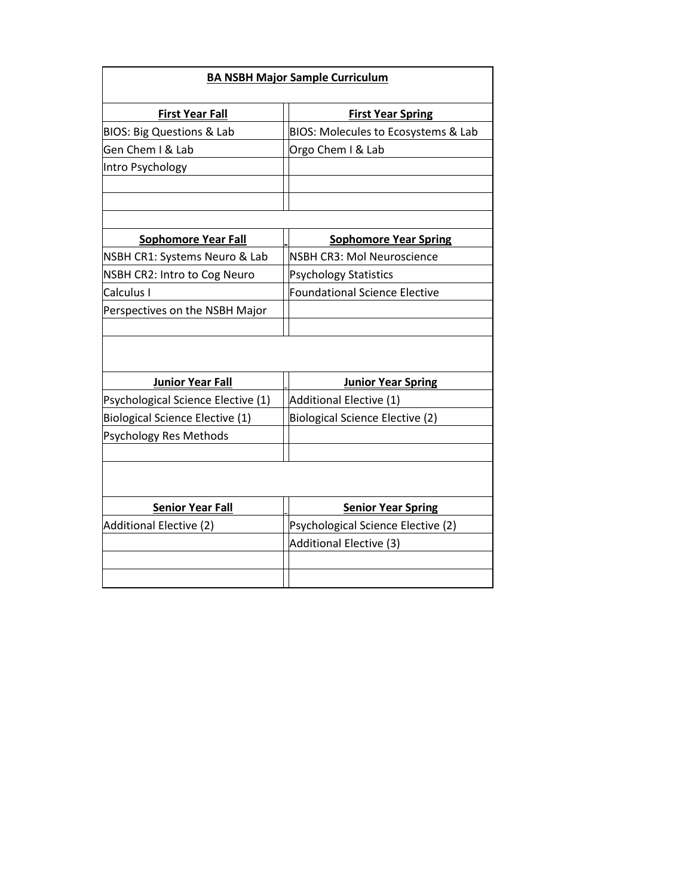**BA NSBH Major Sample Curriculum**

| First Year Fall | First Year Spring |
| --- | --- |
| BIOS: Big Questions & Lab | BIOS: Molecules to Ecosystems & Lab |
| Gen Chem I & Lab | Orgo Chem I & Lab |
| Intro Psychology | |

| Sophomore Year Fall | Sophomore Year Spring |
| --- | --- |
| NSBH CR1: Systems Neuro & Lab | NSBH CR3: Mol Neuroscience |
| NSBH CR2: Intro to Cog Neuro | Psychology Statistics |
| Calculus I | Foundational Science Elective |
| Perspectives on the NSBH Major | |

| Junior Year Fall | Junior Year Spring |
| --- | --- |
| Psychological Science Elective (1) | Additional Elective (1) |
| Biological Science Elective (1) | Biological Science Elective (2) |
| Psychology Res Methods | |

| Senior Year Fall | Senior Year Spring |
| --- | --- |
| Additional Elective (2) | Psychological Science Elective (2) |
| | Additional Elective (3) |